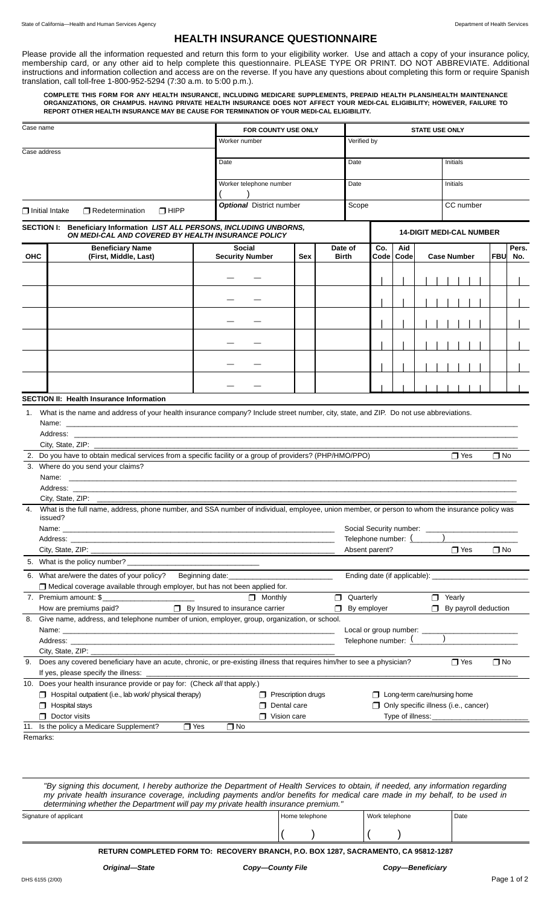State of California—Health and Human Services Agency

Department of Health Services

# HEALTH INSURANCE QUESTIONNAIRE

Please provide all the information requested and return this form to your eligibility worker. Use and attach a copy of your insurance policy, membership card, or any other aid to help complete this questionnaire. PLEASE TYPE OR PRINT. DO NOT ABBREVIATE. Additional instructions and information collection and access are on the reverse. If you have any questions about completing this form or require Spanish translation, call toll-free 1-800-952-5294 (7:30 a.m. to 5:00 p.m.).

**COMPLETE THIS FORM FOR ANY HEALTH INSURANCE, INCLUDING MEDICARE SUPPLEMENTS, PREPAID HEALTH PLANS/HEALTH MAINTENANCE ORGANIZATIONS, OR CHAMPUS. HAVING PRIVATE HEALTH INSURANCE DOES NOT AFFECT YOUR MEDI-CAL ELIGIBILITY; HOWEVER, FAILURE TO REPORT OTHER HEALTH INSURANCE MAY BE CAUSE FOR TERMINATION OF YOUR MEDI-CAL ELIGIBILITY.**

| Case name | FOR COUNTY USE ONLY | STATE USE ONLY | |
|---|---|---|---|
| | Worker number | Verified by | |
| Case address | Date | Date | Initials |
| | Worker telephone number ( ) | Date | Initials |
| ☐ Initial Intake ☐ Redetermination ☐ HIPP | *Optional* District number | Scope | CC number |

**SECTION I: Beneficiary Information *LIST ALL PERSONS, INCLUDING UNBORNS, ON MEDI-CAL AND COVERED BY HEALTH INSURANCE POLICY***

**14-DIGIT MEDI-CAL NUMBER**

| OHC | Beneficiary Name (First, Middle, Last) | Social Security Number | Sex | Date of Birth | Co. Code | Aid Code | Case Number | FBU | Pers. No. |
|---|---|---|---|---|---|---|---|---|---|
| | | — — | | | | | | | |
| | | — — | | | | | | | |
| | | — — | | | | | | | |
| | | — — | | | | | | | |
| | | — — | | | | | | | |
| | | — — | | | | | | | |

**SECTION II: Health Insurance Information**

1. What is the name and address of your health insurance company? Include street number, city, state, and ZIP. Do not use abbreviations.
   Name: ______
   Address: ______
   City, State, ZIP: ______
2. Do you have to obtain medical services from a specific facility or a group of providers? (PHP/HMO/PPO) ☐ Yes ☐ No
3. Where do you send your claims?
   Name: ______
   Address: ______
   City, State, ZIP: ______
4. What is the full name, address, phone number, and SSA number of individual, employee, union member, or person to whom the insurance policy was issued?
   Name: ______ Social Security number: ______
   Address: ______ Telephone number: ( )
   City, State, ZIP: ______ Absent parent? ☐ Yes ☐ No
5. What is the policy number? ______
6. What are/were the dates of your policy? Beginning date: ______ Ending date (if applicable): ______
   ☐ Medical coverage available through employer, but has not been applied for.
7. Premium amount: $______ ☐ Monthly ☐ Quarterly ☐ Yearly
   How are premiums paid? ☐ By Insured to insurance carrier ☐ By employer ☐ By payroll deduction
8. Give name, address, and telephone number of union, employer, group, organization, or school.
   Name: ______ Local or group number: ______
   Address: ______ Telephone number: ( )
   City, State, ZIP: ______
9. Does any covered beneficiary have an acute, chronic, or pre-existing illness that requires him/her to see a physician? ☐ Yes ☐ No
   If yes, please specify the illness: ______
10. Does your health insurance provide or pay for: (Check *all* that apply.)
    ☐ Hospital outpatient (i.e., lab work/ physical therapy) ☐ Prescription drugs ☐ Long-term care/nursing home
    ☐ Hospital stays ☐ Dental care ☐ Only specific illness (i.e., cancer)
    ☐ Doctor visits ☐ Vision care Type of illness: ______
11. Is the policy a Medicare Supplement? ☐ Yes ☐ No

Remarks:

*"By signing this document, I hereby authorize the Department of Health Services to obtain, if needed, any information regarding my private health insurance coverage, including payments and/or benefits for medical care made in my behalf, to be used in determining whether the Department will pay my private health insurance premium."*

| Signature of applicant | Home telephone | Work telephone | Date |
|---|---|---|---|
| | ( ) | ( ) | |

**RETURN COMPLETED FORM TO: RECOVERY BRANCH, P.O. BOX 1287, SACRAMENTO, CA 95812-1287**

***Original—State*** ***Copy—County File*** ***Copy—Beneficiary***

DHS 6155 (2/00)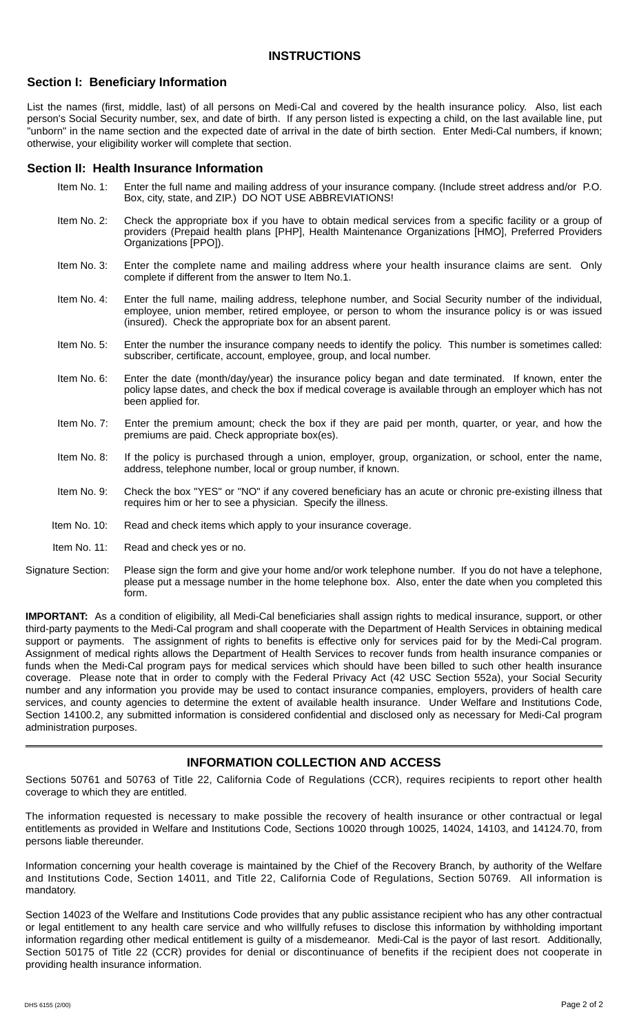# INSTRUCTIONS

## Section I: Beneficiary Information

List the names (first, middle, last) of all persons on Medi-Cal and covered by the health insurance policy. Also, list each person's Social Security number, sex, and date of birth. If any person listed is expecting a child, on the last available line, put "unborn" in the name section and the expected date of arrival in the date of birth section. Enter Medi-Cal numbers, if known; otherwise, your eligibility worker will complete that section.

## Section II: Health Insurance Information

Item No. 1: Enter the full name and mailing address of your insurance company. (Include street address and/or P.O. Box, city, state, and ZIP.) DO NOT USE ABBREVIATIONS!

Item No. 2: Check the appropriate box if you have to obtain medical services from a specific facility or a group of providers (Prepaid health plans [PHP], Health Maintenance Organizations [HMO], Preferred Providers Organizations [PPO]).

Item No. 3: Enter the complete name and mailing address where your health insurance claims are sent. Only complete if different from the answer to Item No.1.

Item No. 4: Enter the full name, mailing address, telephone number, and Social Security number of the individual, employee, union member, retired employee, or person to whom the insurance policy is or was issued (insured). Check the appropriate box for an absent parent.

Item No. 5: Enter the number the insurance company needs to identify the policy. This number is sometimes called: subscriber, certificate, account, employee, group, and local number.

Item No. 6: Enter the date (month/day/year) the insurance policy began and date terminated. If known, enter the policy lapse dates, and check the box if medical coverage is available through an employer which has not been applied for.

Item No. 7: Enter the premium amount; check the box if they are paid per month, quarter, or year, and how the premiums are paid. Check appropriate box(es).

Item No. 8: If the policy is purchased through a union, employer, group, organization, or school, enter the name, address, telephone number, local or group number, if known.

Item No. 9: Check the box "YES" or "NO" if any covered beneficiary has an acute or chronic pre-existing illness that requires him or her to see a physician. Specify the illness.

Item No. 10: Read and check items which apply to your insurance coverage.

Item No. 11: Read and check yes or no.

Signature Section: Please sign the form and give your home and/or work telephone number. If you do not have a telephone, please put a message number in the home telephone box. Also, enter the date when you completed this form.

**IMPORTANT:** As a condition of eligibility, all Medi-Cal beneficiaries shall assign rights to medical insurance, support, or other third-party payments to the Medi-Cal program and shall cooperate with the Department of Health Services in obtaining medical support or payments. The assignment of rights to benefits is effective only for services paid for by the Medi-Cal program. Assignment of medical rights allows the Department of Health Services to recover funds from health insurance companies or funds when the Medi-Cal program pays for medical services which should have been billed to such other health insurance coverage. Please note that in order to comply with the Federal Privacy Act (42 USC Section 552a), your Social Security number and any information you provide may be used to contact insurance companies, employers, providers of health care services, and county agencies to determine the extent of available health insurance. Under Welfare and Institutions Code, Section 14100.2, any submitted information is considered confidential and disclosed only as necessary for Medi-Cal program administration purposes.

---

# INFORMATION COLLECTION AND ACCESS

Sections 50761 and 50763 of Title 22, California Code of Regulations (CCR), requires recipients to report other health coverage to which they are entitled.

The information requested is necessary to make possible the recovery of health insurance or other contractual or legal entitlements as provided in Welfare and Institutions Code, Sections 10020 through 10025, 14024, 14103, and 14124.70, from persons liable thereunder.

Information concerning your health coverage is maintained by the Chief of the Recovery Branch, by authority of the Welfare and Institutions Code, Section 14011, and Title 22, California Code of Regulations, Section 50769. All information is mandatory.

Section 14023 of the Welfare and Institutions Code provides that any public assistance recipient who has any other contractual or legal entitlement to any health care service and who willfully refuses to disclose this information by withholding important information regarding other medical entitlement is guilty of a misdemeanor. Medi-Cal is the payor of last resort. Additionally, Section 50175 of Title 22 (CCR) provides for denial or discontinuance of benefits if the recipient does not cooperate in providing health insurance information.

DHS 6155 (2/00)